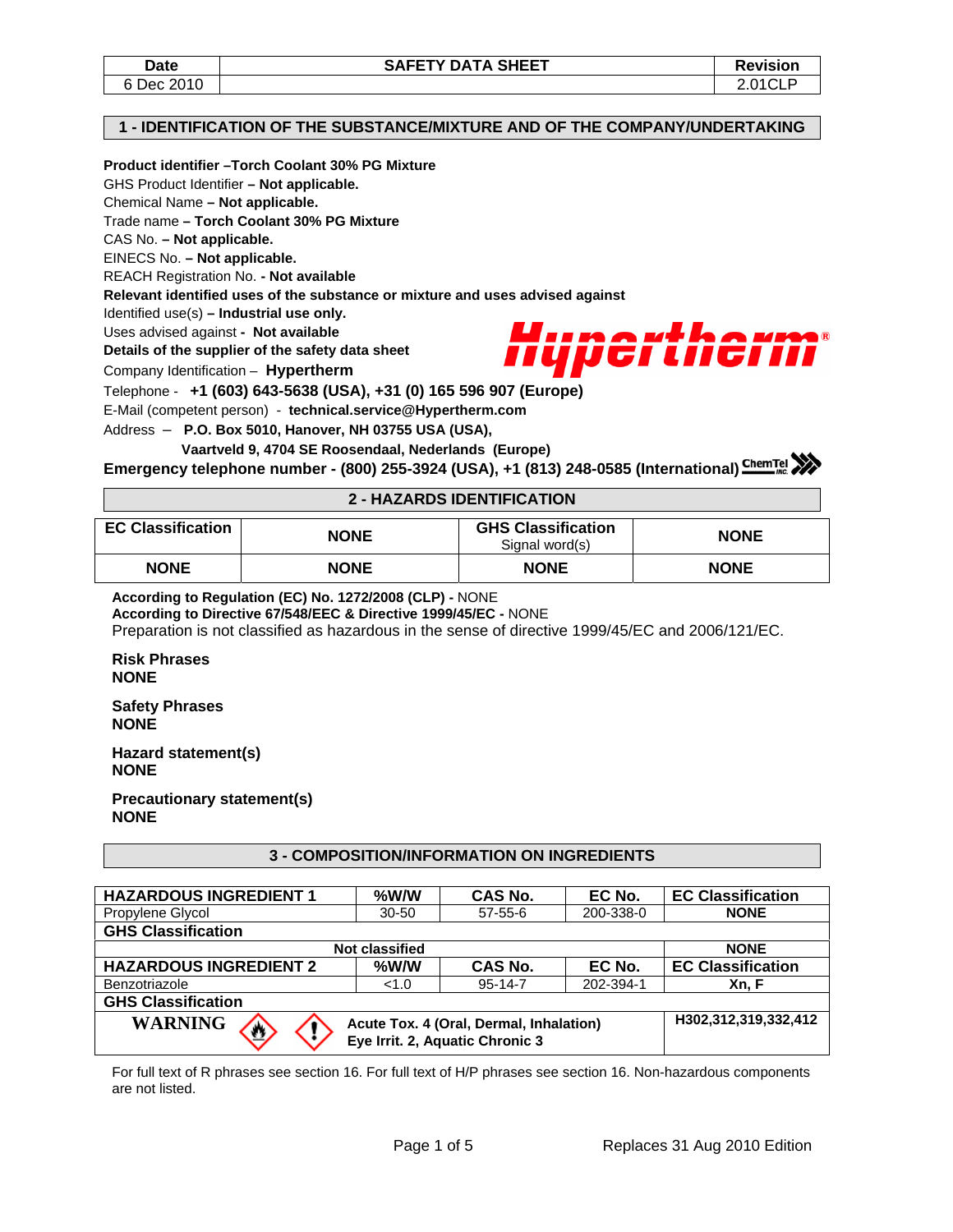| Date | SAFETY DATA SHEET | Revision |
|---|---|---|
| 6 Dec 2010 | | 2.01CLP |

## 1 - IDENTIFICATION OF THE SUBSTANCE/MIXTURE AND OF THE COMPANY/UNDERTAKING

**Product identifier –Torch Coolant 30% PG Mixture**
GHS Product Identifier **– Not applicable.**
Chemical Name **– Not applicable.**
Trade name **– Torch Coolant 30% PG Mixture**
CAS No. **– Not applicable.**
EINECS No. **– Not applicable.**
REACH Registration No. **- Not available**
**Relevant identified uses of the substance or mixture and uses advised against**
Identified use(s) **– Industrial use only.**
Uses advised against **- Not available**
**Details of the supplier of the safety data sheet**
Company Identification – **Hypertherm**
Telephone - **+1 (603) 643-5638 (USA), +31 (0) 165 596 907 (Europe)**
E-Mail (competent person) - **technical.service@Hypertherm.com**
Address – **P.O. Box 5010, Hanover, NH 03755 USA (USA),**
**Vaartveld 9, 4704 SE Roosendaal, Nederlands (Europe)**
**Emergency telephone number - (800) 255-3924 (USA), +1 (813) 248-0585 (International)** ChemTel Inc.

## 2 - HAZARDS IDENTIFICATION

| EC Classification | NONE | GHS Classification Signal word(s) | NONE |
|---|---|---|---|
| NONE | NONE | NONE | NONE |

**According to Regulation (EC) No. 1272/2008 (CLP) -** NONE
**According to Directive 67/548/EEC & Directive 1999/45/EC -** NONE
Preparation is not classified as hazardous in the sense of directive 1999/45/EC and 2006/121/EC.

**Risk Phrases**
**NONE**

**Safety Phrases**
**NONE**

**Hazard statement(s)**
**NONE**

**Precautionary statement(s)**
**NONE**

## 3 - COMPOSITION/INFORMATION ON INGREDIENTS

| HAZARDOUS INGREDIENT 1 | %W/W | CAS No. | EC No. | EC Classification |
|---|---|---|---|---|
| Propylene Glycol | 30-50 | 57-55-6 | 200-338-0 | NONE |
| **GHS Classification** | | | | |
| Not classified | | | | NONE |
| **HAZARDOUS INGREDIENT 2** | **%W/W** | **CAS No.** | **EC No.** | **EC Classification** |
| Benzotriazole | <1.0 | 95-14-7 | 202-394-1 | Xn, F |
| **GHS Classification** | | | | |
| WARNING | Acute Tox. 4 (Oral, Dermal, Inhalation) Eye Irrit. 2, Aquatic Chronic 3 | | | H302,312,319,332,412 |

For full text of R phrases see section 16. For full text of H/P phrases see section 16. Non-hazardous components are not listed.

Replaces 31 Aug 2010 Edition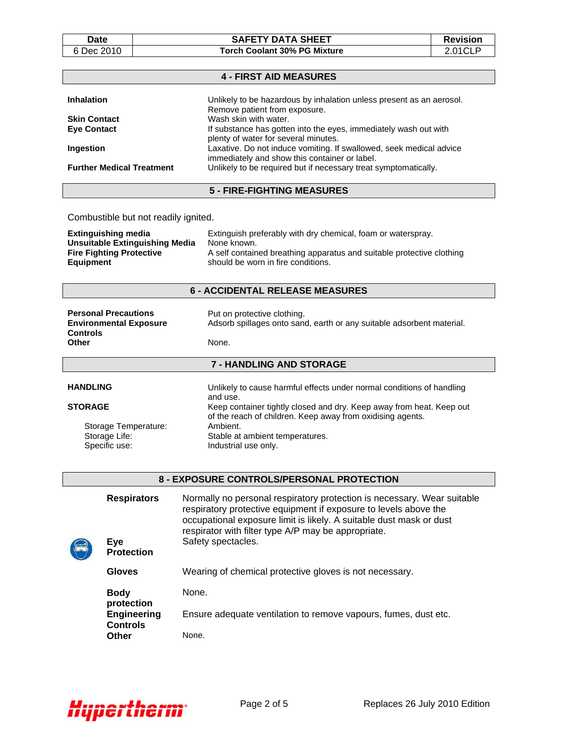## 4 - FIRST AID MEASURES

| | |
|---|---|
| **Inhalation** | Unlikely to be hazardous by inhalation unless present as an aerosol. Remove patient from exposure. |
| **Skin Contact** | Wash skin with water. |
| **Eye Contact** | If substance has gotten into the eyes, immediately wash out with plenty of water for several minutes. |
| **Ingestion** | Laxative. Do not induce vomiting. If swallowed, seek medical advice immediately and show this container or label. |
| **Further Medical Treatment** | Unlikely to be required but if necessary treat symptomatically. |

## 5 - FIRE-FIGHTING MEASURES

Combustible but not readily ignited.

| | |
|---|---|
| **Extinguishing media** | Extinguish preferably with dry chemical, foam or waterspray. |
| **Unsuitable Extinguishing Media** | None known. |
| **Fire Fighting Protective Equipment** | A self contained breathing apparatus and suitable protective clothing should be worn in fire conditions. |

## 6 - ACCIDENTAL RELEASE MEASURES

| | |
|---|---|
| **Personal Precautions** | Put on protective clothing. |
| **Environmental Exposure Controls** | Adsorb spillages onto sand, earth or any suitable adsorbent material. |
| **Other** | None. |

## 7 - HANDLING AND STORAGE

| | |
|---|---|
| **HANDLING** | Unlikely to cause harmful effects under normal conditions of handling and use. |
| **STORAGE** | Keep container tightly closed and dry. Keep away from heat. Keep out of the reach of children. Keep away from oxidising agents. |
| Storage Temperature: | Ambient. |
| Storage Life: | Stable at ambient temperatures. |
| Specific use: | Industrial use only. |

## 8 - EXPOSURE CONTROLS/PERSONAL PROTECTION

| | |
|---|---|
| **Respirators** | Normally no personal respiratory protection is necessary. Wear suitable respiratory protective equipment if exposure to levels above the occupational exposure limit is likely. A suitable dust mask or dust respirator with filter type A/P may be appropriate. |
| **Eye Protection** | Safety spectacles. |
| **Gloves** | Wearing of chemical protective gloves is not necessary. |
| **Body protection** | None. |
| **Engineering Controls** | Ensure adequate ventilation to remove vapours, fumes, dust etc. |
| **Other** | None. |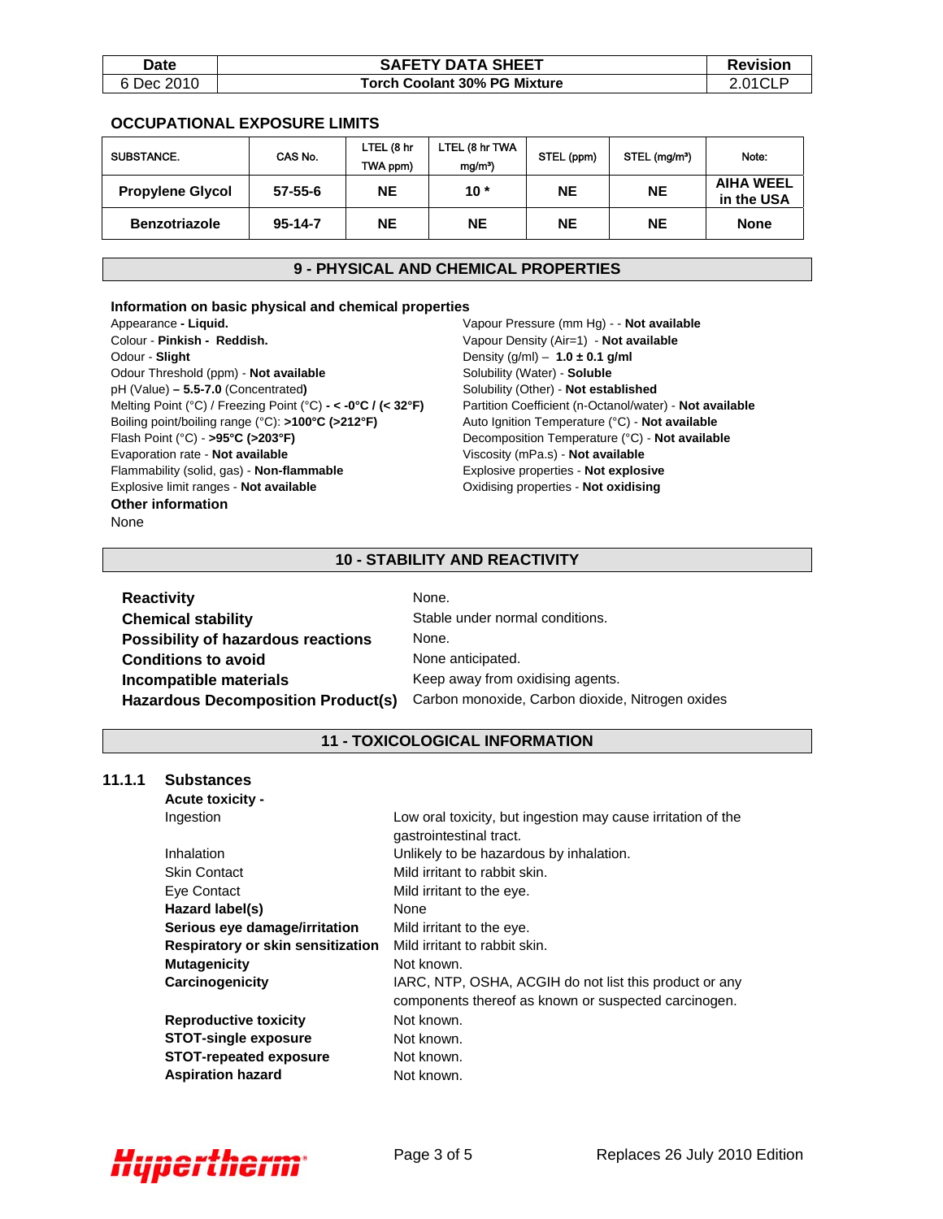## OCCUPATIONAL EXPOSURE LIMITS

| SUBSTANCE. | CAS No. | LTEL (8 hr TWA ppm) | LTEL (8 hr TWA mg/m³) | STEL (ppm) | STEL (mg/m³) | Note: |
|---|---|---|---|---|---|---|
| **Propylene Glycol** | **57-55-6** | **NE** | **10 \*** | **NE** | **NE** | **AIHA WEEL in the USA** |
| **Benzotriazole** | **95-14-7** | **NE** | **NE** | **NE** | **NE** | **None** |

## 9 - PHYSICAL AND CHEMICAL PROPERTIES

**Information on basic physical and chemical properties**

Appearance **- Liquid.**
Colour - **Pinkish - Reddish.**
Odour - **Slight**
Odour Threshold (ppm) - **Not available**
pH (Value) **– 5.5-7.0** (Concentrated**)**
Melting Point (°C) / Freezing Point (°C) **- < -0°C / (< 32°F)**
Boiling point/boiling range (°C): **>100°C (>212°F)**
Flash Point (°C) - **>95°C (>203°F)**
Evaporation rate - **Not available**
Flammability (solid, gas) - **Non-flammable**
Explosive limit ranges - **Not available**
Vapour Pressure (mm Hg) - - **Not available**
Vapour Density (Air=1) - **Not available**
Density (g/ml) – **1.0 ± 0.1 g/ml**
Solubility (Water) - **Soluble**
Solubility (Other) - **Not established**
Partition Coefficient (n-Octanol/water) - **Not available**
Auto Ignition Temperature (°C) - **Not available**
Decomposition Temperature (°C) - **Not available**
Viscosity (mPa.s) - **Not available**
Explosive properties - **Not explosive**
Oxidising properties - **Not oxidising**

**Other information**

None

## 10 - STABILITY AND REACTIVITY

| | |
|---|---|
| **Reactivity** | None. |
| **Chemical stability** | Stable under normal conditions. |
| **Possibility of hazardous reactions** | None. |
| **Conditions to avoid** | None anticipated. |
| **Incompatible materials** | Keep away from oxidising agents. |
| **Hazardous Decomposition Product(s)** | Carbon monoxide, Carbon dioxide, Nitrogen oxides |

## 11 - TOXICOLOGICAL INFORMATION

### 11.1.1 Substances

**Acute toxicity -**

| | |
|---|---|
| Ingestion | Low oral toxicity, but ingestion may cause irritation of the gastrointestinal tract. |
| Inhalation | Unlikely to be hazardous by inhalation. |
| Skin Contact | Mild irritant to rabbit skin. |
| Eye Contact | Mild irritant to the eye. |
| **Hazard label(s)** | None |
| **Serious eye damage/irritation** | Mild irritant to the eye. |
| **Respiratory or skin sensitization** | Mild irritant to rabbit skin. |
| **Mutagenicity** | Not known. |
| **Carcinogenicity** | IARC, NTP, OSHA, ACGIH do not list this product or any components thereof as known or suspected carcinogen. |
| **Reproductive toxicity** | Not known. |
| **STOT-single exposure** | Not known. |
| **STOT-repeated exposure** | Not known. |
| **Aspiration hazard** | Not known. |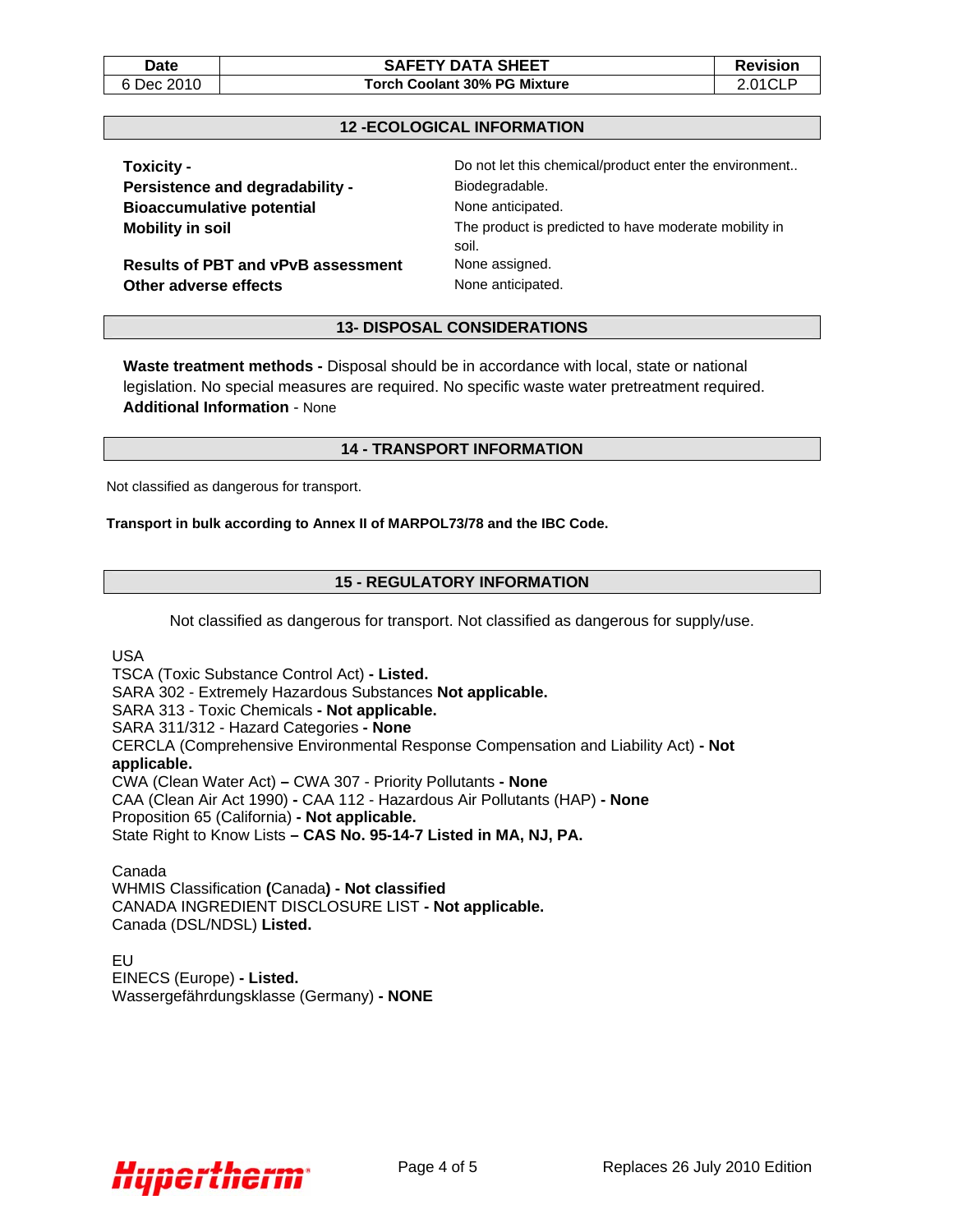## 12 -ECOLOGICAL INFORMATION

| | |
|---|---|
| **Toxicity -** | Do not let this chemical/product enter the environment.. |
| **Persistence and degradability -** | Biodegradable. |
| **Bioaccumulative potential** | None anticipated. |
| **Mobility in soil** | The product is predicted to have moderate mobility in soil. |
| **Results of PBT and vPvB assessment** | None assigned. |
| **Other adverse effects** | None anticipated. |

## 13- DISPOSAL CONSIDERATIONS

**Waste treatment methods -** Disposal should be in accordance with local, state or national legislation. No special measures are required. No specific waste water pretreatment required.
**Additional Information** - None

## 14 - TRANSPORT INFORMATION

Not classified as dangerous for transport.

**Transport in bulk according to Annex II of MARPOL73/78 and the IBC Code.**

## 15 - REGULATORY INFORMATION

Not classified as dangerous for transport. Not classified as dangerous for supply/use.

USA
TSCA (Toxic Substance Control Act) **- Listed.**
SARA 302 - Extremely Hazardous Substances **Not applicable.**
SARA 313 - Toxic Chemicals **- Not applicable.**
SARA 311/312 - Hazard Categories **- None**
CERCLA (Comprehensive Environmental Response Compensation and Liability Act) **- Not applicable.**
CWA (Clean Water Act) **–** CWA 307 - Priority Pollutants **- None**
CAA (Clean Air Act 1990) **-** CAA 112 - Hazardous Air Pollutants (HAP) **- None**
Proposition 65 (California) **- Not applicable.**
State Right to Know Lists **– CAS No. 95-14-7 Listed in MA, NJ, PA.**

Canada
WHMIS Classification **(**Canada**) - Not classified**
CANADA INGREDIENT DISCLOSURE LIST **- Not applicable.**
Canada (DSL/NDSL) **Listed.**

EU
EINECS (Europe) **- Listed.**
Wassergefährdungsklasse (Germany) **- NONE**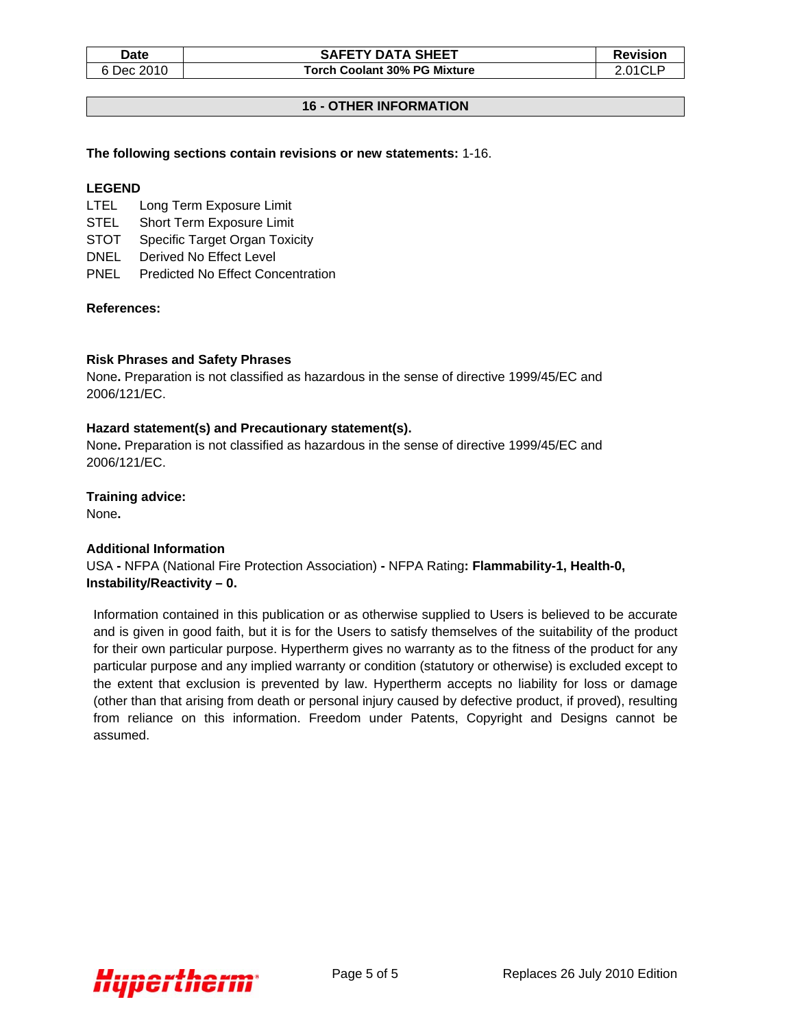## 16 - OTHER INFORMATION

**The following sections contain revisions or new statements:** 1-16.

**LEGEND**

LTEL Long Term Exposure Limit
STEL Short Term Exposure Limit
STOT Specific Target Organ Toxicity
DNEL Derived No Effect Level
PNEL Predicted No Effect Concentration

**References:**

**Risk Phrases and Safety Phrases**

None**.** Preparation is not classified as hazardous in the sense of directive 1999/45/EC and 2006/121/EC.

**Hazard statement(s) and Precautionary statement(s).**

None**.** Preparation is not classified as hazardous in the sense of directive 1999/45/EC and 2006/121/EC.

**Training advice:**

None**.**

**Additional Information**

USA **-** NFPA (National Fire Protection Association) **-** NFPA Rating**: Flammability-1, Health-0, Instability/Reactivity – 0.**

Information contained in this publication or as otherwise supplied to Users is believed to be accurate and is given in good faith, but it is for the Users to satisfy themselves of the suitability of the product for their own particular purpose. Hypertherm gives no warranty as to the fitness of the product for any particular purpose and any implied warranty or condition (statutory or otherwise) is excluded except to the extent that exclusion is prevented by law. Hypertherm accepts no liability for loss or damage (other than that arising from death or personal injury caused by defective product, if proved), resulting from reliance on this information. Freedom under Patents, Copyright and Designs cannot be assumed.